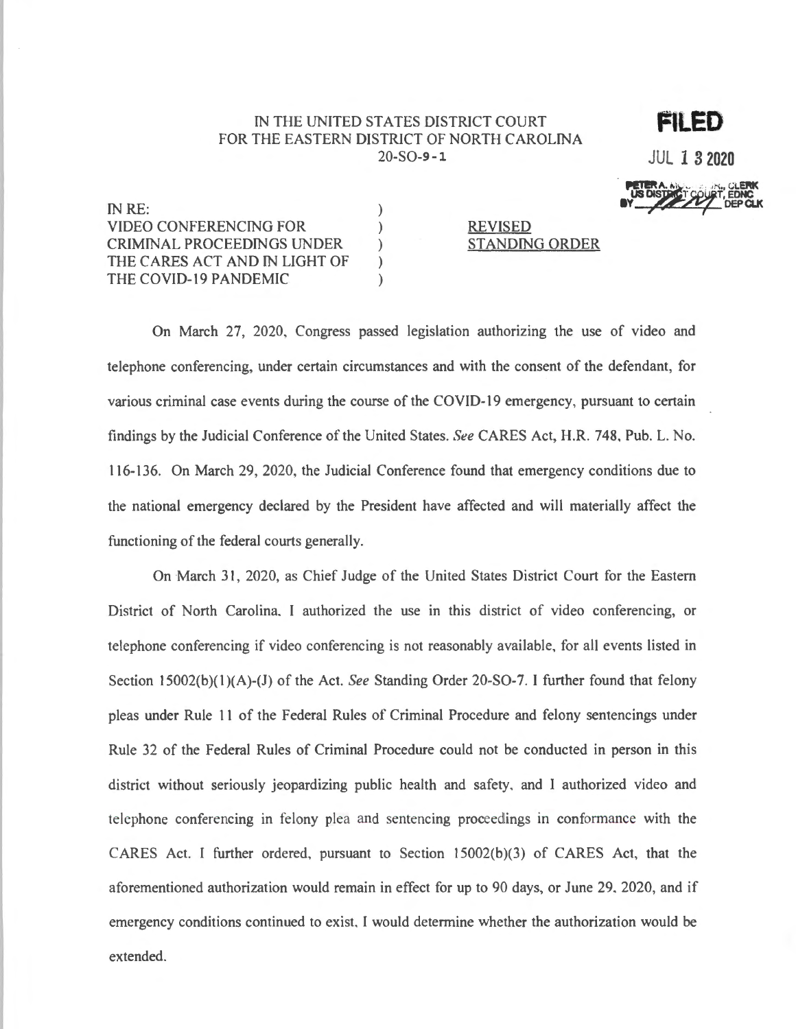IN THE UNITED STATES DISTRICT COURT
FOR THE EASTERN DISTRICT OF NORTH CAROLINA
20-SO-9-1

**FILED**

JUL 13 2020

PETER A. MOORE, JR., CLERK
US DISTRICT COURT, EDNC
BY ______ DEP CLK

IN RE:
VIDEO CONFERENCING FOR CRIMINAL PROCEEDINGS UNDER THE CARES ACT AND IN LIGHT OF THE COVID-19 PANDEMIC

REVISED STANDING ORDER

On March 27, 2020, Congress passed legislation authorizing the use of video and telephone conferencing, under certain circumstances and with the consent of the defendant, for various criminal case events during the course of the COVID-19 emergency, pursuant to certain findings by the Judicial Conference of the United States. *See* CARES Act, H.R. 748, Pub. L. No. 116-136. On March 29, 2020, the Judicial Conference found that emergency conditions due to the national emergency declared by the President have affected and will materially affect the functioning of the federal courts generally.

On March 31, 2020, as Chief Judge of the United States District Court for the Eastern District of North Carolina, I authorized the use in this district of video conferencing, or telephone conferencing if video conferencing is not reasonably available, for all events listed in Section 15002(b)(1)(A)-(J) of the Act. *See* Standing Order 20-SO-7. I further found that felony pleas under Rule 11 of the Federal Rules of Criminal Procedure and felony sentencings under Rule 32 of the Federal Rules of Criminal Procedure could not be conducted in person in this district without seriously jeopardizing public health and safety, and I authorized video and telephone conferencing in felony plea and sentencing proceedings in conformance with the CARES Act. I further ordered, pursuant to Section 15002(b)(3) of CARES Act, that the aforementioned authorization would remain in effect for up to 90 days, or June 29, 2020, and if emergency conditions continued to exist, I would determine whether the authorization would be extended.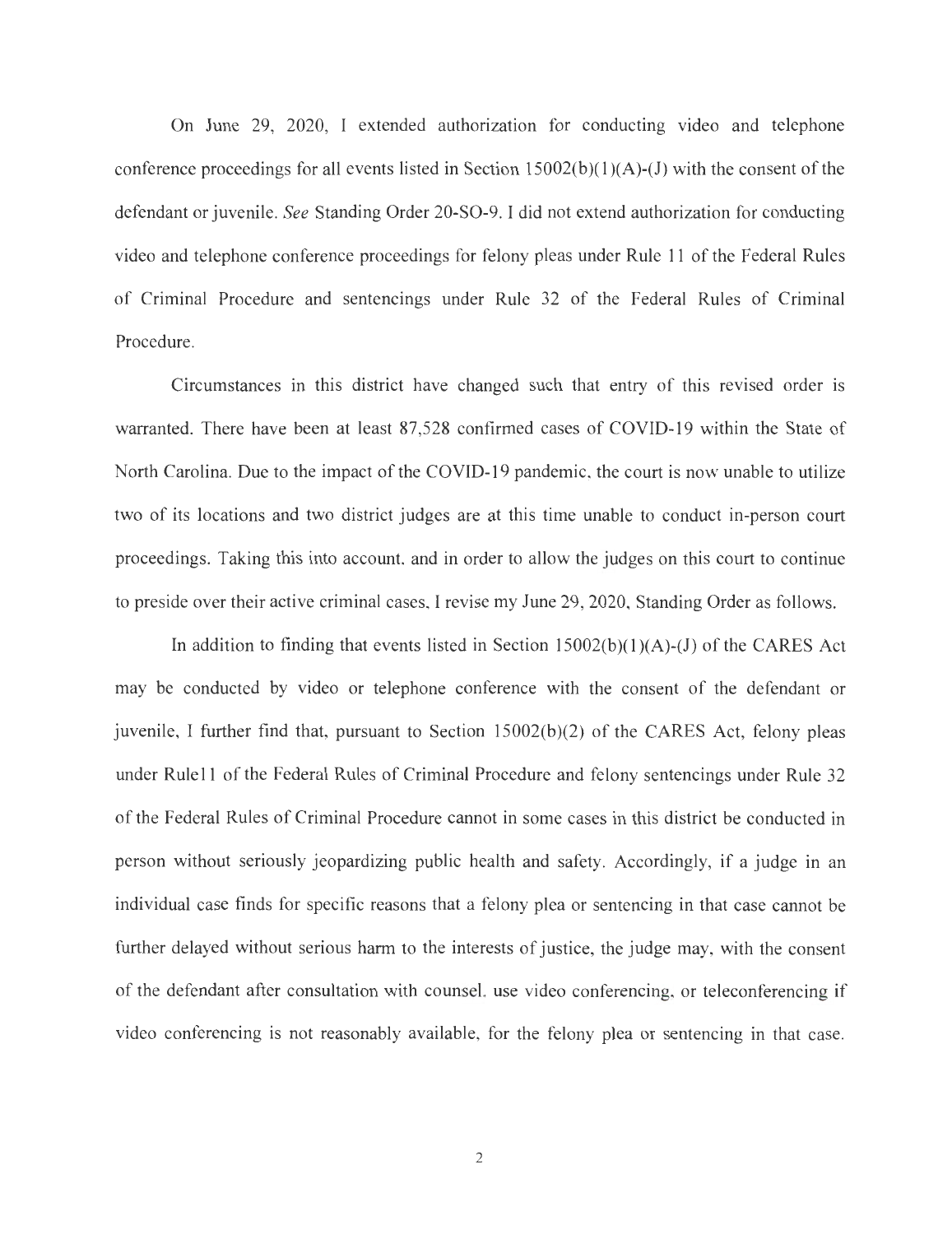On June 29, 2020, I extended authorization for conducting video and telephone conference proceedings for all events listed in Section 15002(b)(1)(A)-(J) with the consent of the defendant or juvenile. *See* Standing Order 20-SO-9. I did not extend authorization for conducting video and telephone conference proceedings for felony pleas under Rule 11 of the Federal Rules of Criminal Procedure and sentencings under Rule 32 of the Federal Rules of Criminal Procedure.

Circumstances in this district have changed such that entry of this revised order is warranted. There have been at least 87,528 confirmed cases of COVID-19 within the State of North Carolina. Due to the impact of the COVID-19 pandemic, the court is now unable to utilize two of its locations and two district judges are at this time unable to conduct in-person court proceedings. Taking this into account, and in order to allow the judges on this court to continue to preside over their active criminal cases, I revise my June 29, 2020, Standing Order as follows.

In addition to finding that events listed in Section 15002(b)(1)(A)-(J) of the CARES Act may be conducted by video or telephone conference with the consent of the defendant or juvenile, I further find that, pursuant to Section 15002(b)(2) of the CARES Act, felony pleas under Rule11 of the Federal Rules of Criminal Procedure and felony sentencings under Rule 32 of the Federal Rules of Criminal Procedure cannot in some cases in this district be conducted in person without seriously jeopardizing public health and safety. Accordingly, if a judge in an individual case finds for specific reasons that a felony plea or sentencing in that case cannot be further delayed without serious harm to the interests of justice, the judge may, with the consent of the defendant after consultation with counsel, use video conferencing, or teleconferencing if video conferencing is not reasonably available, for the felony plea or sentencing in that case.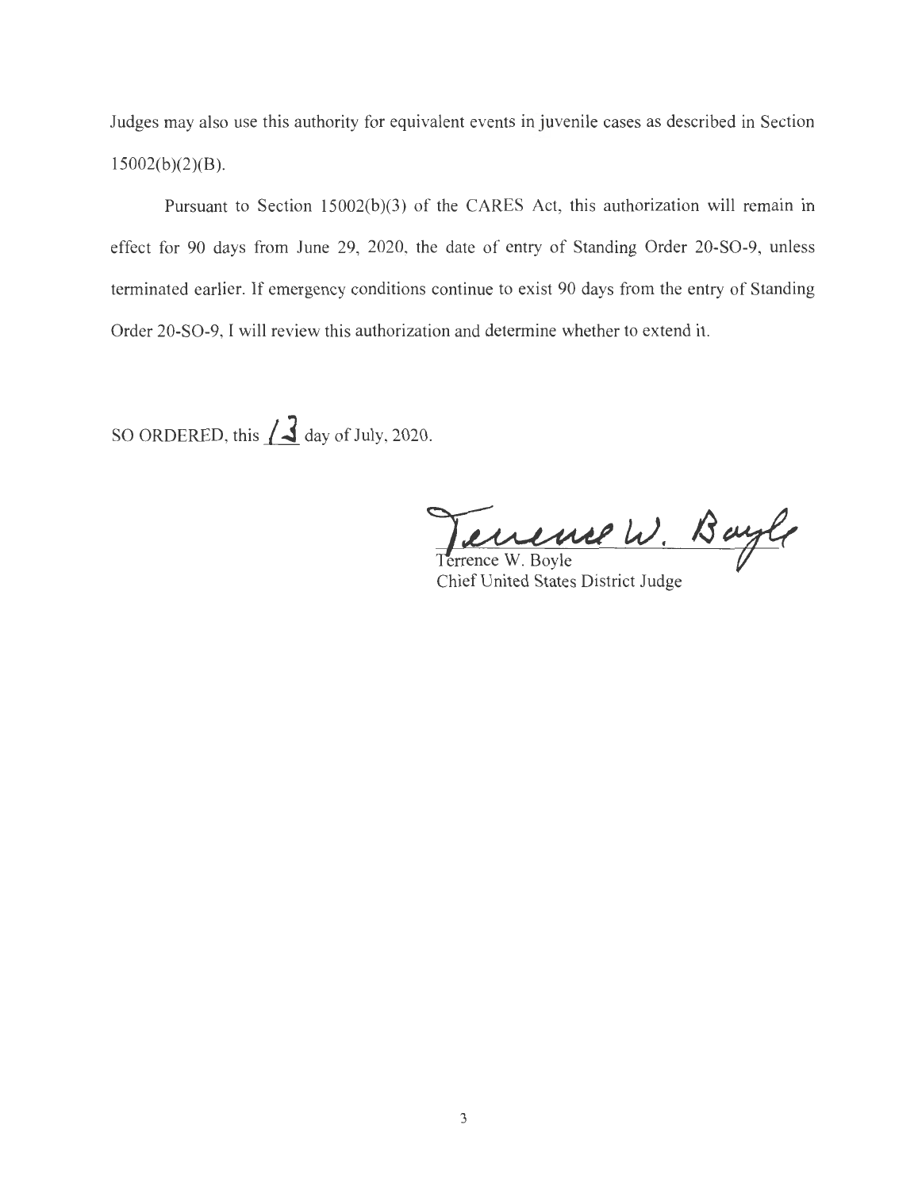Judges may also use this authority for equivalent events in juvenile cases as described in Section 15002(b)(2)(B).

Pursuant to Section 15002(b)(3) of the CARES Act, this authorization will remain in effect for 90 days from June 29, 2020, the date of entry of Standing Order 20-SO-9, unless terminated earlier. If emergency conditions continue to exist 90 days from the entry of Standing Order 20-SO-9, I will review this authorization and determine whether to extend it.

SO ORDERED, this 13 day of July, 2020.

Terrence W. Boyle
Chief United States District Judge